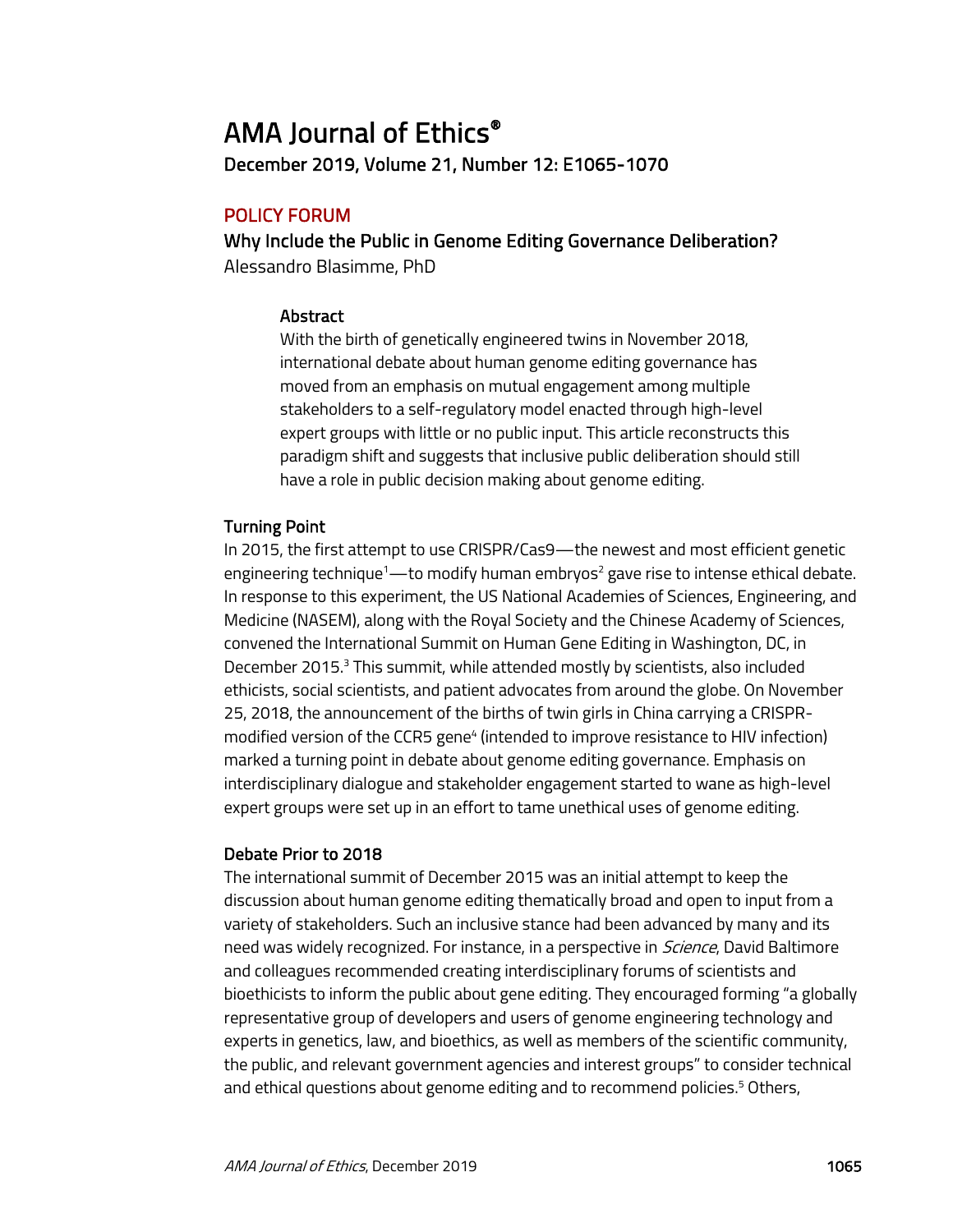# AMA Journal of Ethics®

## POLICY FORUM

## Why Include the Public in Genome Editing Governance Deliberation?

Alessandro Blasimme, PhD

### Abstract

With the birth of genetically engineered twins in November 2018, international debate about human genome editing governance has moved from an emphasis on mutual engagement among multiple stakeholders to a self-regulatory model enacted through high-level expert groups with little or no public input. This article reconstructs this paradigm shift and suggests that inclusive public deliberation should still have a role in public decision making about genome editing.

### Turning Point

In 2015, the first attempt to use CRISPR/Cas9—the newest and most efficient genetic engineering technique[1]—to modify human embryos[2] gave rise to intense ethical debate. In response to this experiment, the US National Academies of Sciences, Engineering, and Medicine (NASEM), along with the Royal Society and the Chinese Academy of Sciences, convened the International Summit on Human Gene Editing in Washington, DC, in December 2015.[3] This summit, while attended mostly by scientists, also included ethicists, social scientists, and patient advocates from around the globe. On November 25, 2018, the announcement of the births of twin girls in China carrying a CRISPR-modified version of the CCR5 gene[4] (intended to improve resistance to HIV infection) marked a turning point in debate about genome editing governance. Emphasis on interdisciplinary dialogue and stakeholder engagement started to wane as high-level expert groups were set up in an effort to tame unethical uses of genome editing.

### Debate Prior to 2018

The international summit of December 2015 was an initial attempt to keep the discussion about human genome editing thematically broad and open to input from a variety of stakeholders. Such an inclusive stance had been advanced by many and its need was widely recognized. For instance, in a perspective in *Science*, David Baltimore and colleagues recommended creating interdisciplinary forums of scientists and bioethicists to inform the public about gene editing. They encouraged forming "a globally representative group of developers and users of genome engineering technology and experts in genetics, law, and bioethics, as well as members of the scientific community, the public, and relevant government agencies and interest groups" to consider technical and ethical questions about genome editing and to recommend policies.[5] Others,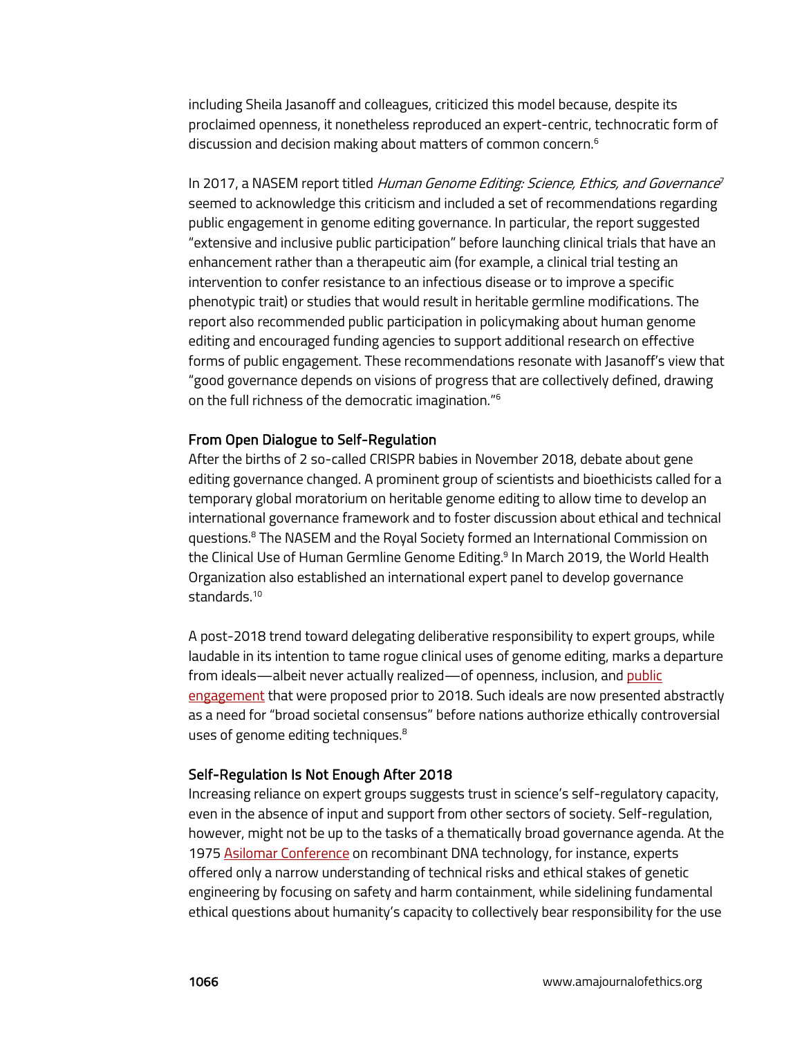including Sheila Jasanoff and colleagues, criticized this model because, despite its proclaimed openness, it nonetheless reproduced an expert-centric, technocratic form of discussion and decision making about matters of common concern.[6]

In 2017, a NASEM report titled *Human Genome Editing: Science, Ethics, and Governance*[7] seemed to acknowledge this criticism and included a set of recommendations regarding public engagement in genome editing governance. In particular, the report suggested "extensive and inclusive public participation" before launching clinical trials that have an enhancement rather than a therapeutic aim (for example, a clinical trial testing an intervention to confer resistance to an infectious disease or to improve a specific phenotypic trait) or studies that would result in heritable germline modifications. The report also recommended public participation in policymaking about human genome editing and encouraged funding agencies to support additional research on effective forms of public engagement. These recommendations resonate with Jasanoff's view that "good governance depends on visions of progress that are collectively defined, drawing on the full richness of the democratic imagination."[6]

### From Open Dialogue to Self-Regulation

After the births of 2 so-called CRISPR babies in November 2018, debate about gene editing governance changed. A prominent group of scientists and bioethicists called for a temporary global moratorium on heritable genome editing to allow time to develop an international governance framework and to foster discussion about ethical and technical questions.[8] The NASEM and the Royal Society formed an International Commission on the Clinical Use of Human Germline Genome Editing.[9] In March 2019, the World Health Organization also established an international expert panel to develop governance standards.[10]

A post-2018 trend toward delegating deliberative responsibility to expert groups, while laudable in its intention to tame rogue clinical uses of genome editing, marks a departure from ideals—albeit never actually realized—of openness, inclusion, and public engagement that were proposed prior to 2018. Such ideals are now presented abstractly as a need for "broad societal consensus" before nations authorize ethically controversial uses of genome editing techniques.[8]

### Self-Regulation Is Not Enough After 2018

Increasing reliance on expert groups suggests trust in science's self-regulatory capacity, even in the absence of input and support from other sectors of society. Self-regulation, however, might not be up to the tasks of a thematically broad governance agenda. At the 1975 Asilomar Conference on recombinant DNA technology, for instance, experts offered only a narrow understanding of technical risks and ethical stakes of genetic engineering by focusing on safety and harm containment, while sidelining fundamental ethical questions about humanity's capacity to collectively bear responsibility for the use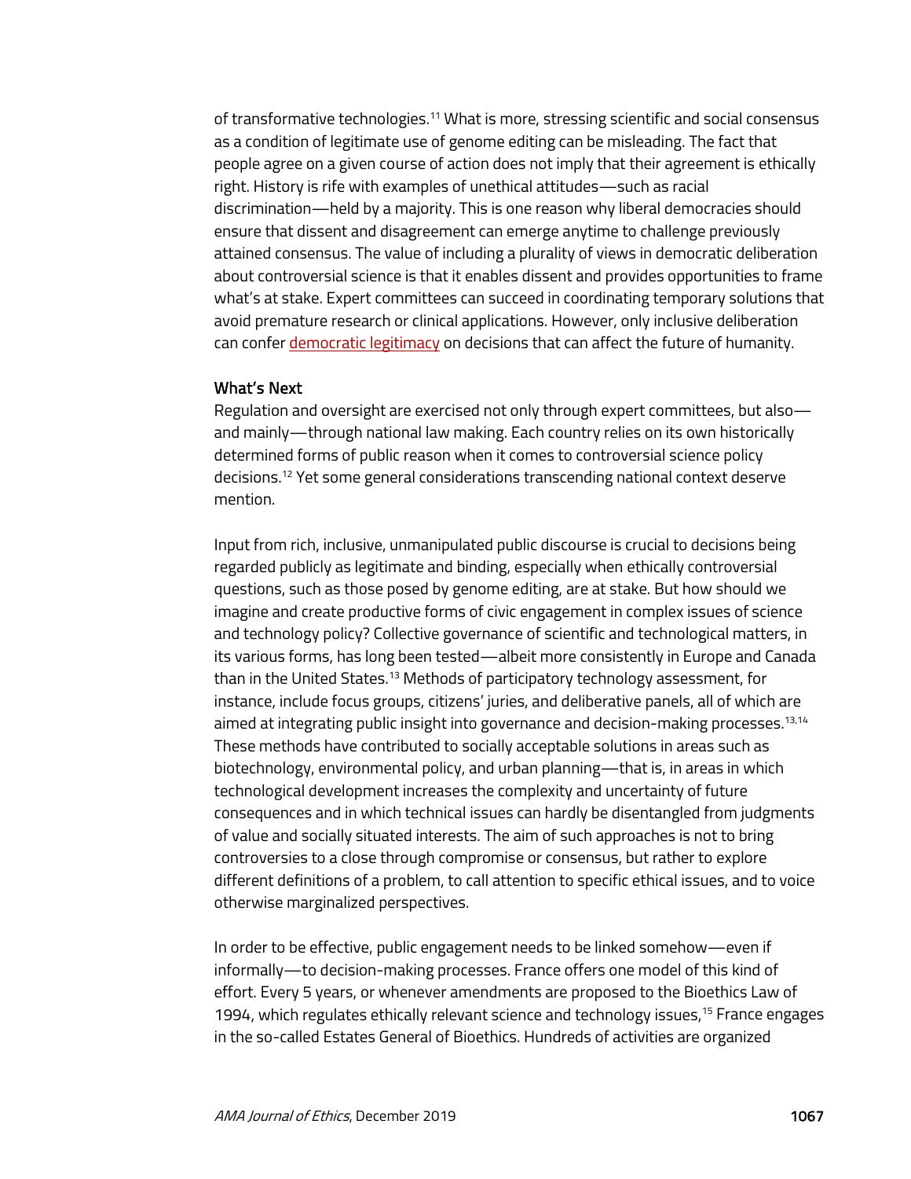of transformative technologies.[11] What is more, stressing scientific and social consensus as a condition of legitimate use of genome editing can be misleading. The fact that people agree on a given course of action does not imply that their agreement is ethically right. History is rife with examples of unethical attitudes—such as racial discrimination—held by a majority. This is one reason why liberal democracies should ensure that dissent and disagreement can emerge anytime to challenge previously attained consensus. The value of including a plurality of views in democratic deliberation about controversial science is that it enables dissent and provides opportunities to frame what's at stake. Expert committees can succeed in coordinating temporary solutions that avoid premature research or clinical applications. However, only inclusive deliberation can confer democratic legitimacy on decisions that can affect the future of humanity.

## What's Next

Regulation and oversight are exercised not only through expert committees, but also—and mainly—through national law making. Each country relies on its own historically determined forms of public reason when it comes to controversial science policy decisions.[12] Yet some general considerations transcending national context deserve mention.

Input from rich, inclusive, unmanipulated public discourse is crucial to decisions being regarded publicly as legitimate and binding, especially when ethically controversial questions, such as those posed by genome editing, are at stake. But how should we imagine and create productive forms of civic engagement in complex issues of science and technology policy? Collective governance of scientific and technological matters, in its various forms, has long been tested—albeit more consistently in Europe and Canada than in the United States.[13] Methods of participatory technology assessment, for instance, include focus groups, citizens' juries, and deliberative panels, all of which are aimed at integrating public insight into governance and decision-making processes.[13,14] These methods have contributed to socially acceptable solutions in areas such as biotechnology, environmental policy, and urban planning—that is, in areas in which technological development increases the complexity and uncertainty of future consequences and in which technical issues can hardly be disentangled from judgments of value and socially situated interests. The aim of such approaches is not to bring controversies to a close through compromise or consensus, but rather to explore different definitions of a problem, to call attention to specific ethical issues, and to voice otherwise marginalized perspectives.

In order to be effective, public engagement needs to be linked somehow—even if informally—to decision-making processes. France offers one model of this kind of effort. Every 5 years, or whenever amendments are proposed to the Bioethics Law of 1994, which regulates ethically relevant science and technology issues,[15] France engages in the so-called Estates General of Bioethics. Hundreds of activities are organized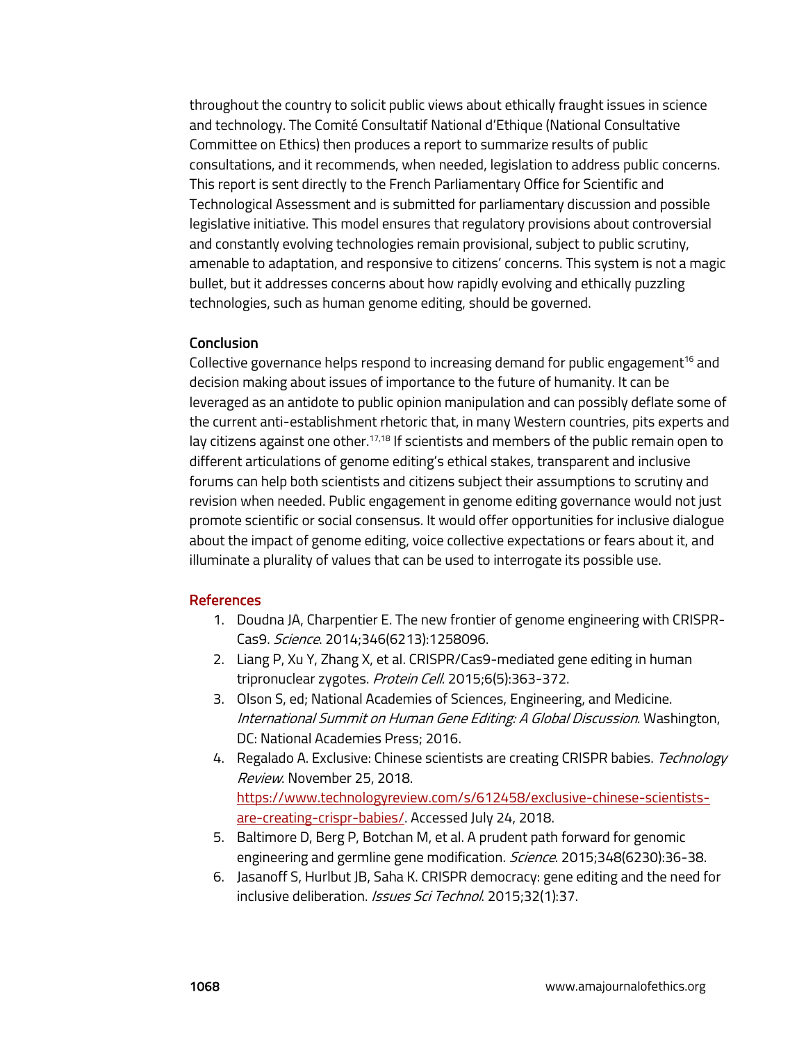throughout the country to solicit public views about ethically fraught issues in science and technology. The Comité Consultatif National d'Ethique (National Consultative Committee on Ethics) then produces a report to summarize results of public consultations, and it recommends, when needed, legislation to address public concerns. This report is sent directly to the French Parliamentary Office for Scientific and Technological Assessment and is submitted for parliamentary discussion and possible legislative initiative. This model ensures that regulatory provisions about controversial and constantly evolving technologies remain provisional, subject to public scrutiny, amenable to adaptation, and responsive to citizens' concerns. This system is not a magic bullet, but it addresses concerns about how rapidly evolving and ethically puzzling technologies, such as human genome editing, should be governed.

### Conclusion

Collective governance helps respond to increasing demand for public engagement[16] and decision making about issues of importance to the future of humanity. It can be leveraged as an antidote to public opinion manipulation and can possibly deflate some of the current anti-establishment rhetoric that, in many Western countries, pits experts and lay citizens against one other.[17,18] If scientists and members of the public remain open to different articulations of genome editing's ethical stakes, transparent and inclusive forums can help both scientists and citizens subject their assumptions to scrutiny and revision when needed. Public engagement in genome editing governance would not just promote scientific or social consensus. It would offer opportunities for inclusive dialogue about the impact of genome editing, voice collective expectations or fears about it, and illuminate a plurality of values that can be used to interrogate its possible use.

## References

1. Doudna JA, Charpentier E. The new frontier of genome engineering with CRISPR-Cas9. *Science*. 2014;346(6213):1258096.
2. Liang P, Xu Y, Zhang X, et al. CRISPR/Cas9-mediated gene editing in human tripronuclear zygotes. *Protein Cell*. 2015;6(5):363-372.
3. Olson S, ed; National Academies of Sciences, Engineering, and Medicine. *International Summit on Human Gene Editing: A Global Discussion*. Washington, DC: National Academies Press; 2016.
4. Regalado A. Exclusive: Chinese scientists are creating CRISPR babies. *Technology Review*. November 25, 2018. https://www.technologyreview.com/s/612458/exclusive-chinese-scientists-are-creating-crispr-babies/. Accessed July 24, 2018.
5. Baltimore D, Berg P, Botchan M, et al. A prudent path forward for genomic engineering and germline gene modification. *Science*. 2015;348(6230):36-38.
6. Jasanoff S, Hurlbut JB, Saha K. CRISPR democracy: gene editing and the need for inclusive deliberation. *Issues Sci Technol*. 2015;32(1):37.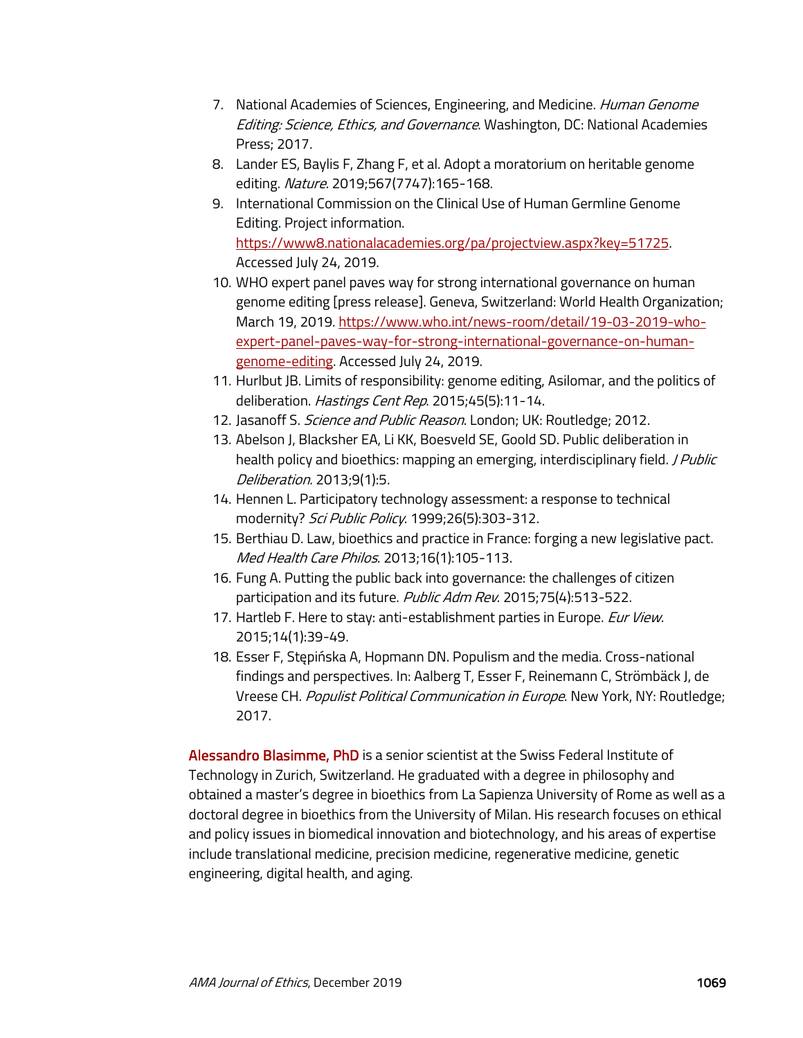7. National Academies of Sciences, Engineering, and Medicine. *Human Genome Editing: Science, Ethics, and Governance*. Washington, DC: National Academies Press; 2017.
8. Lander ES, Baylis F, Zhang F, et al. Adopt a moratorium on heritable genome editing. *Nature*. 2019;567(7747):165-168.
9. International Commission on the Clinical Use of Human Germline Genome Editing. Project information. https://www8.nationalacademies.org/pa/projectview.aspx?key=51725. Accessed July 24, 2019.
10. WHO expert panel paves way for strong international governance on human genome editing [press release]. Geneva, Switzerland: World Health Organization; March 19, 2019. https://www.who.int/news-room/detail/19-03-2019-who-expert-panel-paves-way-for-strong-international-governance-on-human-genome-editing. Accessed July 24, 2019.
11. Hurlbut JB. Limits of responsibility: genome editing, Asilomar, and the politics of deliberation. *Hastings Cent Rep*. 2015;45(5):11-14.
12. Jasanoff S. *Science and Public Reason*. London; UK: Routledge; 2012.
13. Abelson J, Blacksher EA, Li KK, Boesveld SE, Goold SD. Public deliberation in health policy and bioethics: mapping an emerging, interdisciplinary field. *J Public Deliberation*. 2013;9(1):5.
14. Hennen L. Participatory technology assessment: a response to technical modernity? *Sci Public Policy*. 1999;26(5):303-312.
15. Berthiau D. Law, bioethics and practice in France: forging a new legislative pact. *Med Health Care Philos*. 2013;16(1):105-113.
16. Fung A. Putting the public back into governance: the challenges of citizen participation and its future. *Public Adm Rev*. 2015;75(4):513-522.
17. Hartleb F. Here to stay: anti-establishment parties in Europe. *Eur View*. 2015;14(1):39-49.
18. Esser F, Stępińska A, Hopmann DN. Populism and the media. Cross-national findings and perspectives. In: Aalberg T, Esser F, Reinemann C, Strömbäck J, de Vreese CH. *Populist Political Communication in Europe*. New York, NY: Routledge; 2017.

**Alessandro Blasimme, PhD** is a senior scientist at the Swiss Federal Institute of Technology in Zurich, Switzerland. He graduated with a degree in philosophy and obtained a master's degree in bioethics from La Sapienza University of Rome as well as a doctoral degree in bioethics from the University of Milan. His research focuses on ethical and policy issues in biomedical innovation and biotechnology, and his areas of expertise include translational medicine, precision medicine, regenerative medicine, genetic engineering, digital health, and aging.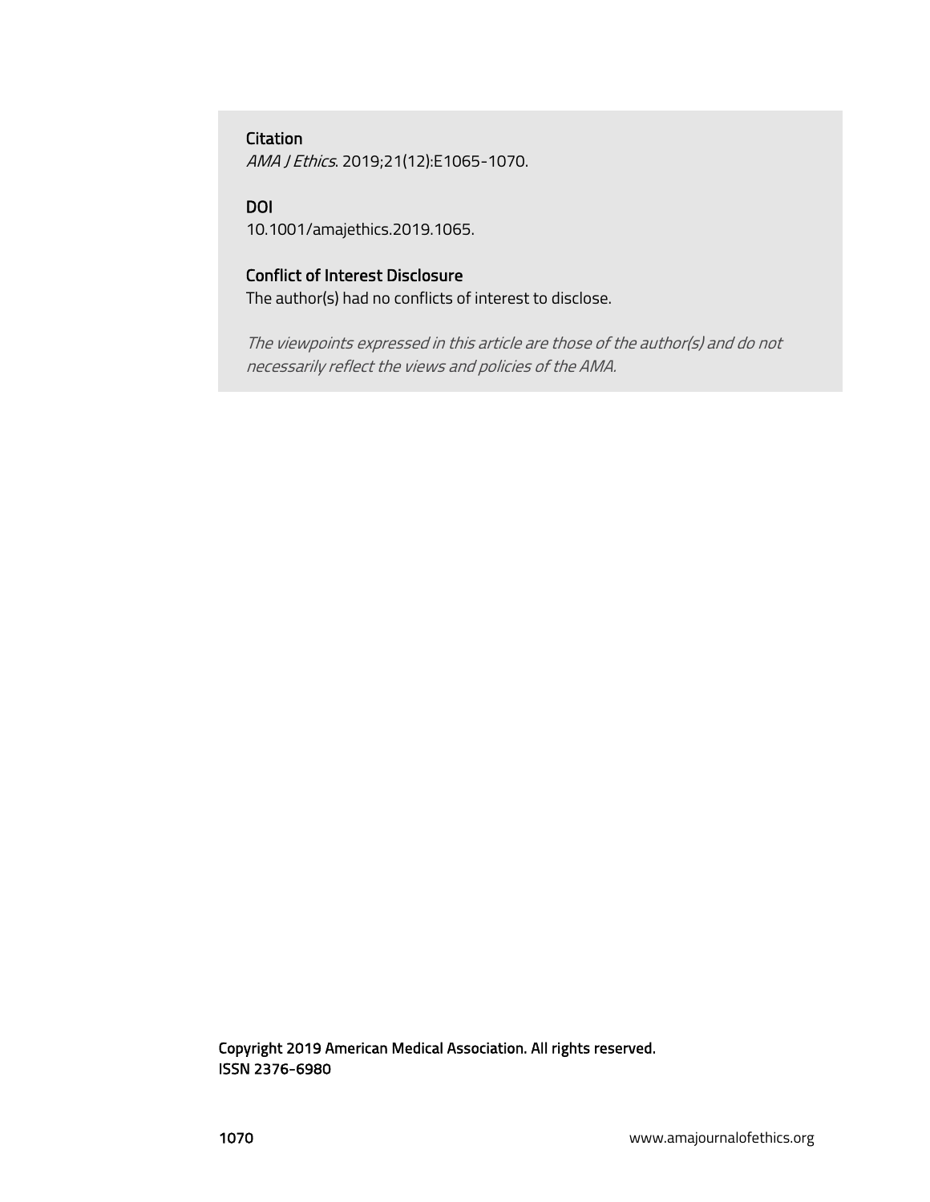**Citation**
*AMA J Ethics*. 2019;21(12):E1065-1070.

**DOI**
10.1001/amajethics.2019.1065.

**Conflict of Interest Disclosure**
The author(s) had no conflicts of interest to disclose.

*The viewpoints expressed in this article are those of the author(s) and do not necessarily reflect the views and policies of the AMA.*

**Copyright 2019 American Medical Association. All rights reserved.**
**ISSN 2376-6980**